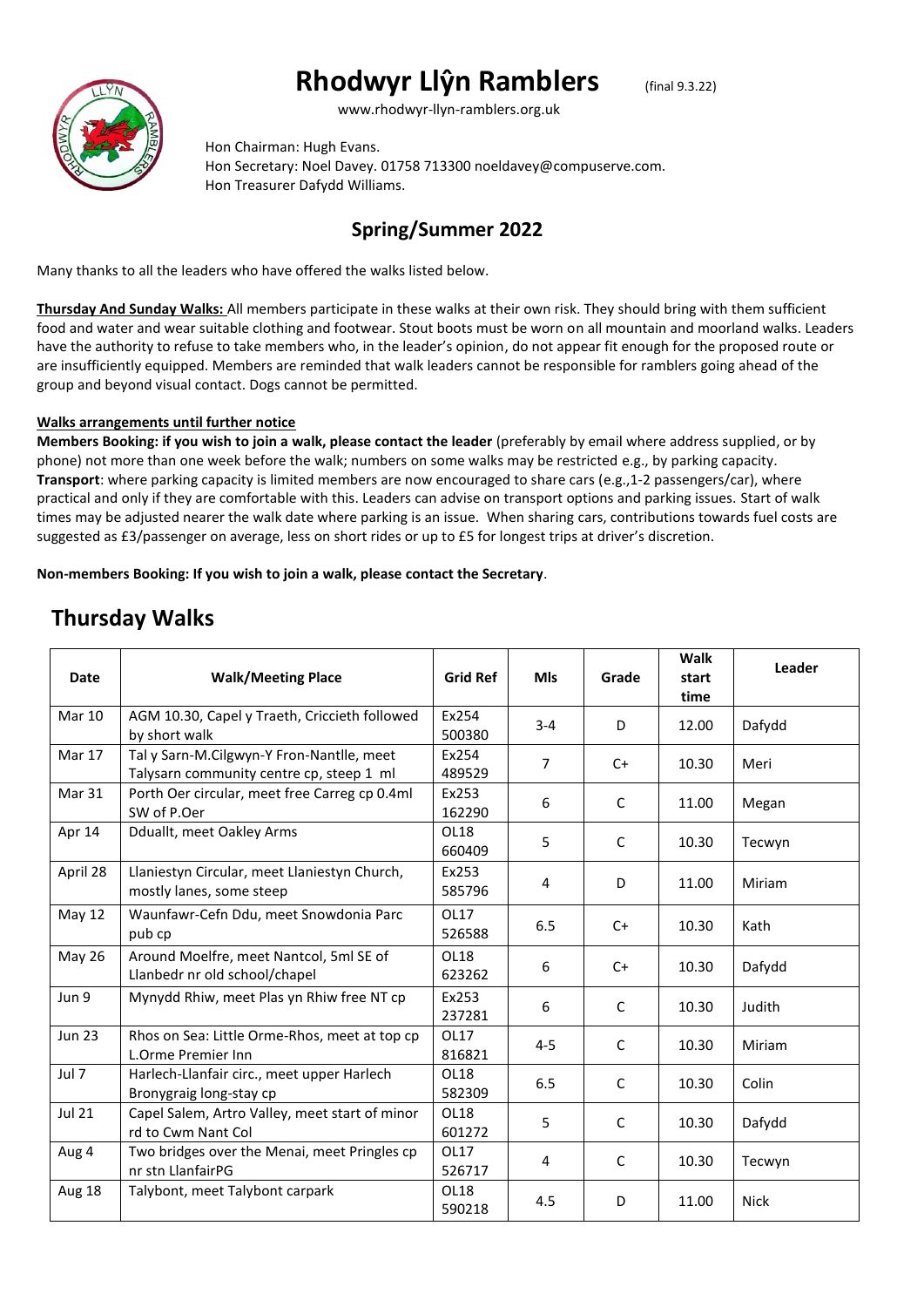# Rhodwyr Llŷn Ramblers

(final 9.3.22)

www.rhodwyr-llyn-ramblers.org.uk

Hon Chairman: Hugh Evans.
Hon Secretary: Noel Davey. 01758 713300 noeldavey@compuserve.com.
Hon Treasurer Dafydd Williams.

## Spring/Summer 2022

Many thanks to all the leaders who have offered the walks listed below.

**Thursday And Sunday Walks:** All members participate in these walks at their own risk. They should bring with them sufficient food and water and wear suitable clothing and footwear. Stout boots must be worn on all mountain and moorland walks. Leaders have the authority to refuse to take members who, in the leader's opinion, do not appear fit enough for the proposed route or are insufficiently equipped. Members are reminded that walk leaders cannot be responsible for ramblers going ahead of the group and beyond visual contact. Dogs cannot be permitted.

**Walks arrangements until further notice**

**Members Booking: if you wish to join a walk, please contact the leader** (preferably by email where address supplied, or by phone) not more than one week before the walk; numbers on some walks may be restricted e.g., by parking capacity. **Transport**: where parking capacity is limited members are now encouraged to share cars (e.g.,1-2 passengers/car), where practical and only if they are comfortable with this. Leaders can advise on transport options and parking issues. Start of walk times may be adjusted nearer the walk date where parking is an issue. When sharing cars, contributions towards fuel costs are suggested as £3/passenger on average, less on short rides or up to £5 for longest trips at driver's discretion.

**Non-members Booking: If you wish to join a walk, please contact the Secretary**.

## Thursday Walks

| Date | Walk/Meeting Place | Grid Ref | Mls | Grade | Walk start time | Leader |
|---|---|---|---|---|---|---|
| Mar 10 | AGM 10.30, Capel y Traeth, Criccieth followed by short walk | Ex254 500380 | 3-4 | D | 12.00 | Dafydd |
| Mar 17 | Tal y Sarn-M.Cilgwyn-Y Fron-Nantlle, meet Talysarn community centre cp, steep 1 ml | Ex254 489529 | 7 | C+ | 10.30 | Meri |
| Mar 31 | Porth Oer circular, meet free Carreg cp 0.4ml SW of P.Oer | Ex253 162290 | 6 | C | 11.00 | Megan |
| Apr 14 | Dduallt, meet Oakley Arms | OL18 660409 | 5 | C | 10.30 | Tecwyn |
| April 28 | Llaniestyn Circular, meet Llaniestyn Church, mostly lanes, some steep | Ex253 585796 | 4 | D | 11.00 | Miriam |
| May 12 | Waunfawr-Cefn Ddu, meet Snowdonia Parc pub cp | OL17 526588 | 6.5 | C+ | 10.30 | Kath |
| May 26 | Around Moelfre, meet Nantcol, 5ml SE of Llanbedr nr old school/chapel | OL18 623262 | 6 | C+ | 10.30 | Dafydd |
| Jun 9 | Mynydd Rhiw, meet Plas yn Rhiw free NT cp | Ex253 237281 | 6 | C | 10.30 | Judith |
| Jun 23 | Rhos on Sea: Little Orme-Rhos, meet at top cp L.Orme Premier Inn | OL17 816821 | 4-5 | C | 10.30 | Miriam |
| Jul 7 | Harlech-Llanfair circ., meet upper Harlech Bronygraig long-stay cp | OL18 582309 | 6.5 | C | 10.30 | Colin |
| Jul 21 | Capel Salem, Artro Valley, meet start of minor rd to Cwm Nant Col | OL18 601272 | 5 | C | 10.30 | Dafydd |
| Aug 4 | Two bridges over the Menai, meet Pringles cp nr stn LlanfairPG | OL17 526717 | 4 | C | 10.30 | Tecwyn |
| Aug 18 | Talybont, meet Talybont carpark | OL18 590218 | 4.5 | D | 11.00 | Nick |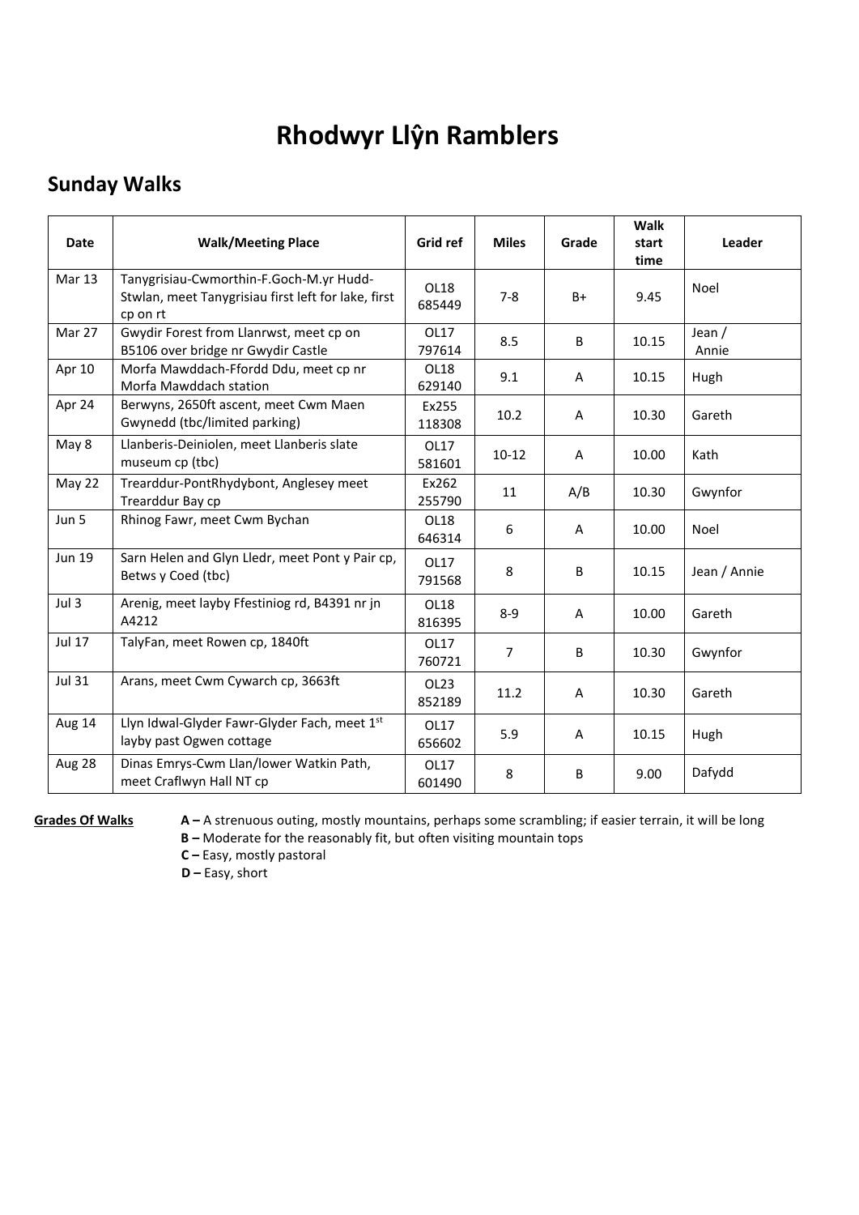# Rhodwyr Llŷn Ramblers

## Sunday Walks

| Date | Walk/Meeting Place | Grid ref | Miles | Grade | Walk start time | Leader |
|---|---|---|---|---|---|---|
| Mar 13 | Tanygrisiau-Cwmorthin-F.Goch-M.yr Hudd-Stwlan, meet Tanygrisiau first left for lake, first cp on rt | OL18 685449 | 7-8 | B+ | 9.45 | Noel |
| Mar 27 | Gwydir Forest from Llanrwst, meet cp on B5106 over bridge nr Gwydir Castle | OL17 797614 | 8.5 | B | 10.15 | Jean / Annie |
| Apr 10 | Morfa Mawddach-Ffordd Ddu, meet cp nr Morfa Mawddach station | OL18 629140 | 9.1 | A | 10.15 | Hugh |
| Apr 24 | Berwyns, 2650ft ascent, meet Cwm Maen Gwynedd (tbc/limited parking) | Ex255 118308 | 10.2 | A | 10.30 | Gareth |
| May 8 | Llanberis-Deiniolen, meet Llanberis slate museum cp (tbc) | OL17 581601 | 10-12 | A | 10.00 | Kath |
| May 22 | Trearddur-PontRhydybont, Anglesey meet Trearddur Bay cp | Ex262 255790 | 11 | A/B | 10.30 | Gwynfor |
| Jun 5 | Rhinog Fawr, meet Cwm Bychan | OL18 646314 | 6 | A | 10.00 | Noel |
| Jun 19 | Sarn Helen and Glyn Lledr, meet Pont y Pair cp, Betws y Coed (tbc) | OL17 791568 | 8 | B | 10.15 | Jean / Annie |
| Jul 3 | Arenig, meet layby Ffestiniog rd, B4391 nr jn A4212 | OL18 816395 | 8-9 | A | 10.00 | Gareth |
| Jul 17 | TalyFan, meet Rowen cp, 1840ft | OL17 760721 | 7 | B | 10.30 | Gwynfor |
| Jul 31 | Arans, meet Cwm Cywarch cp, 3663ft | OL23 852189 | 11.2 | A | 10.30 | Gareth |
| Aug 14 | Llyn Idwal-Glyder Fawr-Glyder Fach, meet 1st layby past Ogwen cottage | OL17 656602 | 5.9 | A | 10.15 | Hugh |
| Aug 28 | Dinas Emrys-Cwm Llan/lower Watkin Path, meet Craflwyn Hall NT cp | OL17 601490 | 8 | B | 9.00 | Dafydd |

**Grades Of Walks**

**A –** A strenuous outing, mostly mountains, perhaps some scrambling; if easier terrain, it will be long

**B –** Moderate for the reasonably fit, but often visiting mountain tops

**C –** Easy, mostly pastoral

**D –** Easy, short